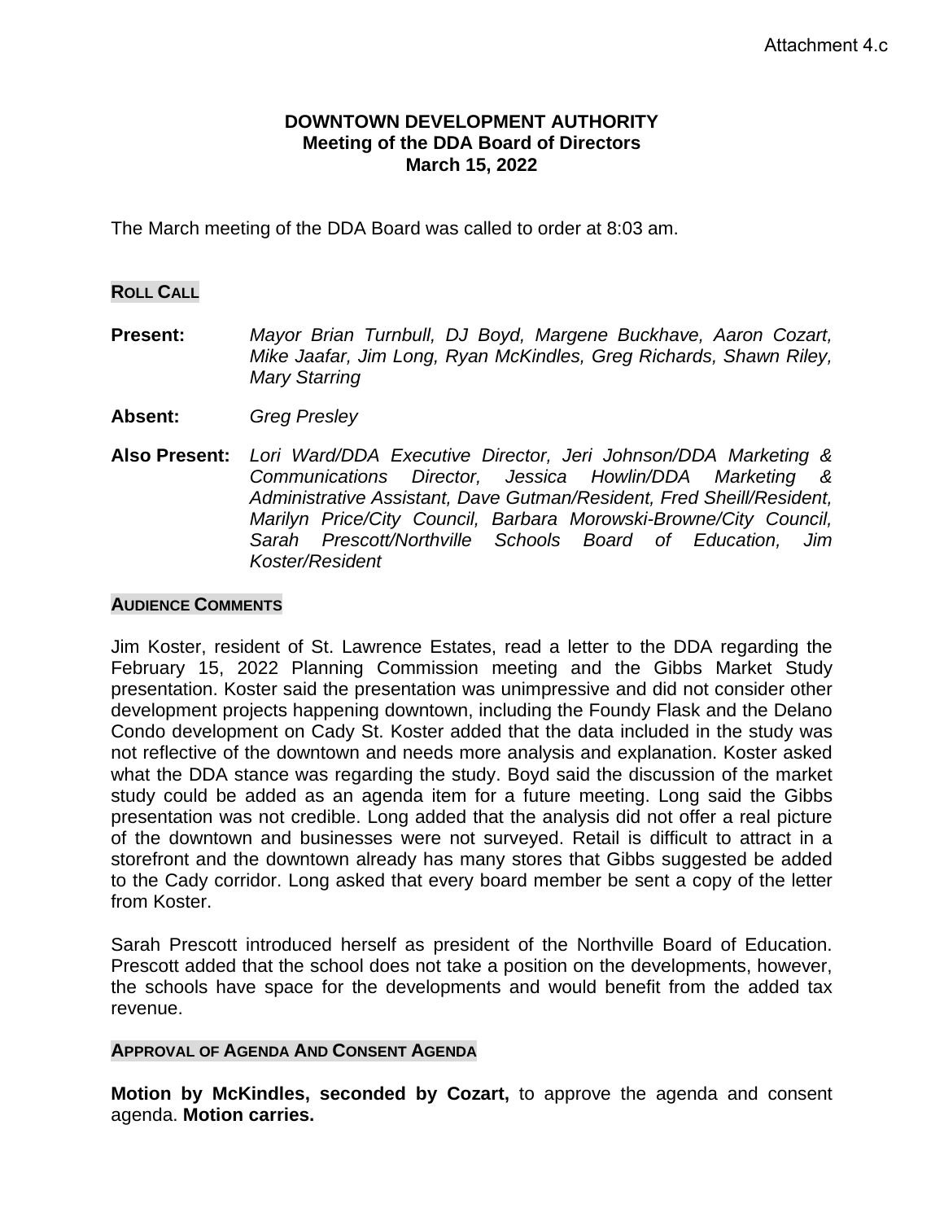Attachment 4.c

# DOWNTOWN DEVELOPMENT AUTHORITY
## Meeting of the DDA Board of Directors
## March 15, 2022

The March meeting of the DDA Board was called to order at 8:03 am.

### ROLL CALL

**Present:** *Mayor Brian Turnbull, DJ Boyd, Margene Buckhave, Aaron Cozart, Mike Jaafar, Jim Long, Ryan McKindles, Greg Richards, Shawn Riley, Mary Starring*

**Absent:** *Greg Presley*

**Also Present:** *Lori Ward/DDA Executive Director, Jeri Johnson/DDA Marketing & Communications Director, Jessica Howlin/DDA Marketing & Administrative Assistant, Dave Gutman/Resident, Fred Sheill/Resident, Marilyn Price/City Council, Barbara Morowski-Browne/City Council, Sarah Prescott/Northville Schools Board of Education, Jim Koster/Resident*

### AUDIENCE COMMENTS

Jim Koster, resident of St. Lawrence Estates, read a letter to the DDA regarding the February 15, 2022 Planning Commission meeting and the Gibbs Market Study presentation. Koster said the presentation was unimpressive and did not consider other development projects happening downtown, including the Foundy Flask and the Delano Condo development on Cady St. Koster added that the data included in the study was not reflective of the downtown and needs more analysis and explanation. Koster asked what the DDA stance was regarding the study. Boyd said the discussion of the market study could be added as an agenda item for a future meeting. Long said the Gibbs presentation was not credible. Long added that the analysis did not offer a real picture of the downtown and businesses were not surveyed. Retail is difficult to attract in a storefront and the downtown already has many stores that Gibbs suggested be added to the Cady corridor. Long asked that every board member be sent a copy of the letter from Koster.

Sarah Prescott introduced herself as president of the Northville Board of Education. Prescott added that the school does not take a position on the developments, however, the schools have space for the developments and would benefit from the added tax revenue.

### APPROVAL OF AGENDA AND CONSENT AGENDA

**Motion by McKindles, seconded by Cozart,** to approve the agenda and consent agenda. **Motion carries.**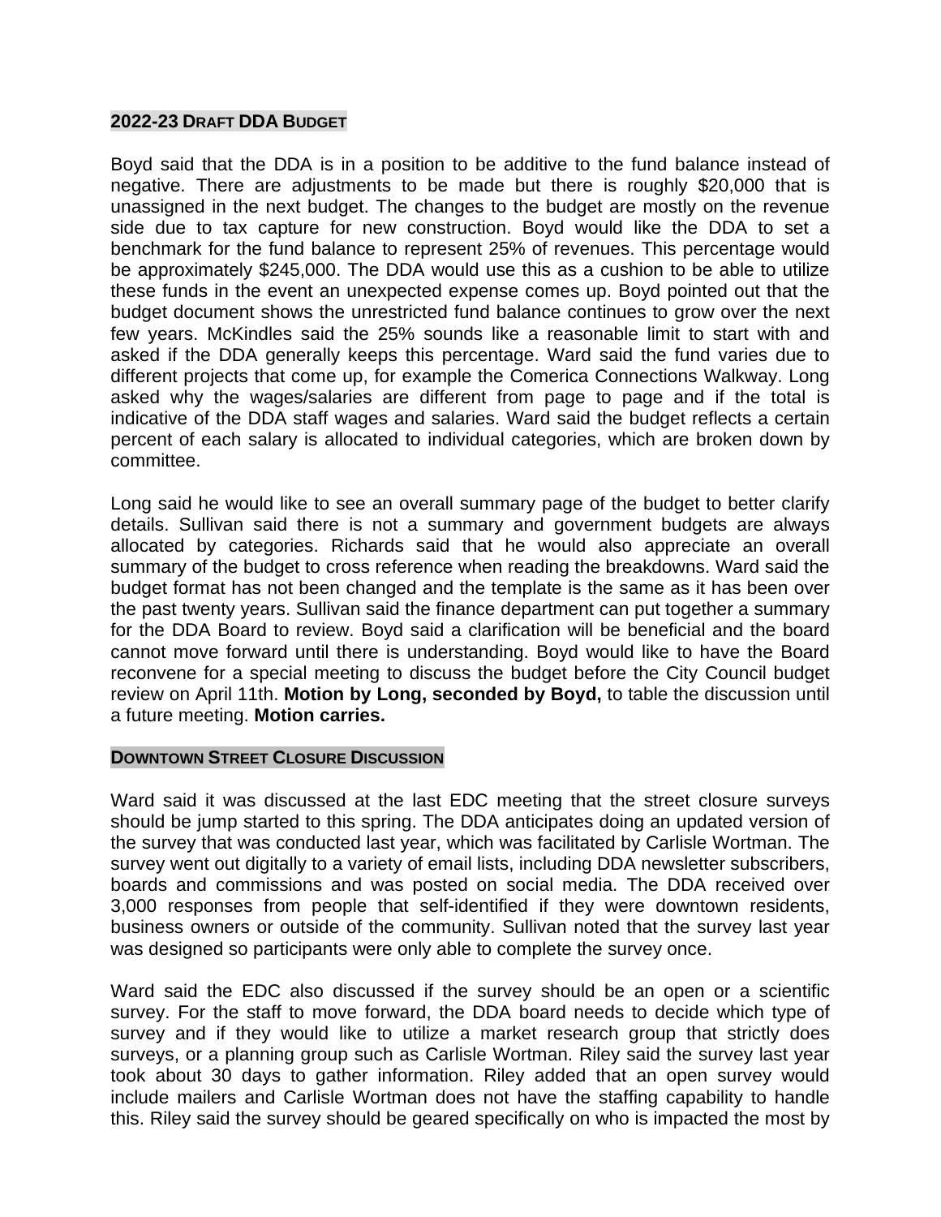## 2022-23 DRAFT DDA BUDGET

Boyd said that the DDA is in a position to be additive to the fund balance instead of negative. There are adjustments to be made but there is roughly $20,000 that is unassigned in the next budget. The changes to the budget are mostly on the revenue side due to tax capture for new construction. Boyd would like the DDA to set a benchmark for the fund balance to represent 25% of revenues. This percentage would be approximately $245,000. The DDA would use this as a cushion to be able to utilize these funds in the event an unexpected expense comes up. Boyd pointed out that the budget document shows the unrestricted fund balance continues to grow over the next few years. McKindles said the 25% sounds like a reasonable limit to start with and asked if the DDA generally keeps this percentage. Ward said the fund varies due to different projects that come up, for example the Comerica Connections Walkway. Long asked why the wages/salaries are different from page to page and if the total is indicative of the DDA staff wages and salaries. Ward said the budget reflects a certain percent of each salary is allocated to individual categories, which are broken down by committee.

Long said he would like to see an overall summary page of the budget to better clarify details. Sullivan said there is not a summary and government budgets are always allocated by categories. Richards said that he would also appreciate an overall summary of the budget to cross reference when reading the breakdowns. Ward said the budget format has not been changed and the template is the same as it has been over the past twenty years. Sullivan said the finance department can put together a summary for the DDA Board to review. Boyd said a clarification will be beneficial and the board cannot move forward until there is understanding. Boyd would like to have the Board reconvene for a special meeting to discuss the budget before the City Council budget review on April 11th. **Motion by Long, seconded by Boyd,** to table the discussion until a future meeting. **Motion carries.**

## DOWNTOWN STREET CLOSURE DISCUSSION

Ward said it was discussed at the last EDC meeting that the street closure surveys should be jump started to this spring. The DDA anticipates doing an updated version of the survey that was conducted last year, which was facilitated by Carlisle Wortman. The survey went out digitally to a variety of email lists, including DDA newsletter subscribers, boards and commissions and was posted on social media. The DDA received over 3,000 responses from people that self-identified if they were downtown residents, business owners or outside of the community. Sullivan noted that the survey last year was designed so participants were only able to complete the survey once.

Ward said the EDC also discussed if the survey should be an open or a scientific survey. For the staff to move forward, the DDA board needs to decide which type of survey and if they would like to utilize a market research group that strictly does surveys, or a planning group such as Carlisle Wortman. Riley said the survey last year took about 30 days to gather information. Riley added that an open survey would include mailers and Carlisle Wortman does not have the staffing capability to handle this. Riley said the survey should be geared specifically on who is impacted the most by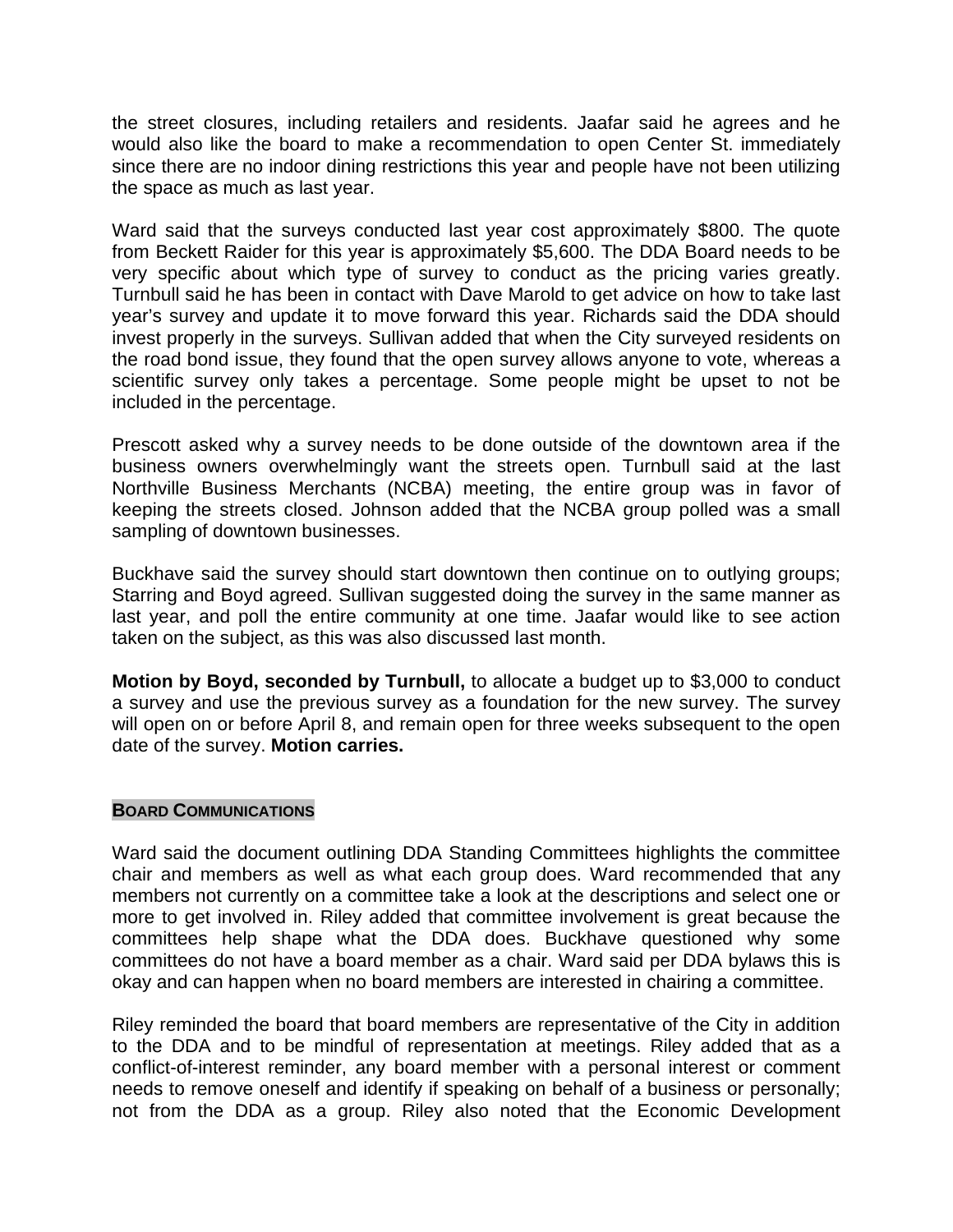the street closures, including retailers and residents. Jaafar said he agrees and he would also like the board to make a recommendation to open Center St. immediately since there are no indoor dining restrictions this year and people have not been utilizing the space as much as last year.

Ward said that the surveys conducted last year cost approximately $800. The quote from Beckett Raider for this year is approximately $5,600. The DDA Board needs to be very specific about which type of survey to conduct as the pricing varies greatly. Turnbull said he has been in contact with Dave Marold to get advice on how to take last year's survey and update it to move forward this year. Richards said the DDA should invest properly in the surveys. Sullivan added that when the City surveyed residents on the road bond issue, they found that the open survey allows anyone to vote, whereas a scientific survey only takes a percentage. Some people might be upset to not be included in the percentage.

Prescott asked why a survey needs to be done outside of the downtown area if the business owners overwhelmingly want the streets open. Turnbull said at the last Northville Business Merchants (NCBA) meeting, the entire group was in favor of keeping the streets closed. Johnson added that the NCBA group polled was a small sampling of downtown businesses.

Buckhave said the survey should start downtown then continue on to outlying groups; Starring and Boyd agreed. Sullivan suggested doing the survey in the same manner as last year, and poll the entire community at one time. Jaafar would like to see action taken on the subject, as this was also discussed last month.

**Motion by Boyd, seconded by Turnbull,** to allocate a budget up to $3,000 to conduct a survey and use the previous survey as a foundation for the new survey. The survey will open on or before April 8, and remain open for three weeks subsequent to the open date of the survey. **Motion carries.**

## BOARD COMMUNICATIONS

Ward said the document outlining DDA Standing Committees highlights the committee chair and members as well as what each group does. Ward recommended that any members not currently on a committee take a look at the descriptions and select one or more to get involved in. Riley added that committee involvement is great because the committees help shape what the DDA does. Buckhave questioned why some committees do not have a board member as a chair. Ward said per DDA bylaws this is okay and can happen when no board members are interested in chairing a committee.

Riley reminded the board that board members are representative of the City in addition to the DDA and to be mindful of representation at meetings. Riley added that as a conflict-of-interest reminder, any board member with a personal interest or comment needs to remove oneself and identify if speaking on behalf of a business or personally; not from the DDA as a group. Riley also noted that the Economic Development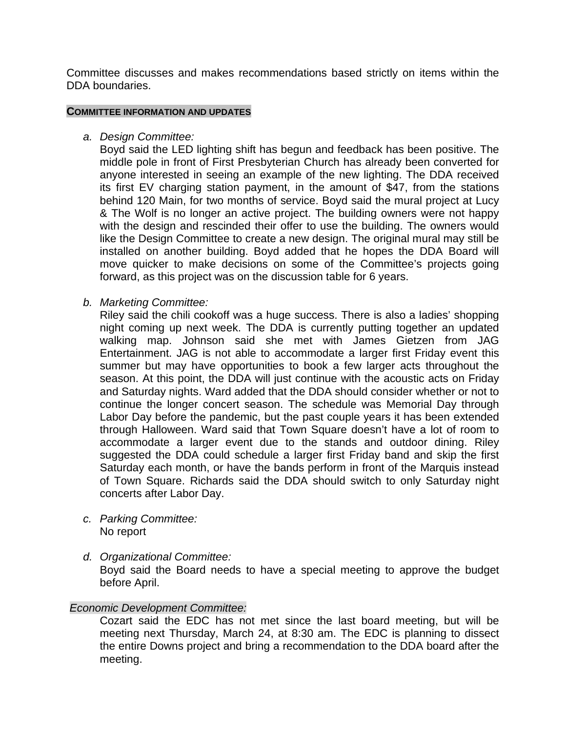Committee discusses and makes recommendations based strictly on items within the DDA boundaries.

## COMMITTEE INFORMATION AND UPDATES

a. *Design Committee:*
   Boyd said the LED lighting shift has begun and feedback has been positive. The middle pole in front of First Presbyterian Church has already been converted for anyone interested in seeing an example of the new lighting. The DDA received its first EV charging station payment, in the amount of $47, from the stations behind 120 Main, for two months of service. Boyd said the mural project at Lucy & The Wolf is no longer an active project. The building owners were not happy with the design and rescinded their offer to use the building. The owners would like the Design Committee to create a new design. The original mural may still be installed on another building. Boyd added that he hopes the DDA Board will move quicker to make decisions on some of the Committee's projects going forward, as this project was on the discussion table for 6 years.

b. *Marketing Committee:*
   Riley said the chili cookoff was a huge success. There is also a ladies' shopping night coming up next week. The DDA is currently putting together an updated walking map. Johnson said she met with James Gietzen from JAG Entertainment. JAG is not able to accommodate a larger first Friday event this summer but may have opportunities to book a few larger acts throughout the season. At this point, the DDA will just continue with the acoustic acts on Friday and Saturday nights. Ward added that the DDA should consider whether or not to continue the longer concert season. The schedule was Memorial Day through Labor Day before the pandemic, but the past couple years it has been extended through Halloween. Ward said that Town Square doesn't have a lot of room to accommodate a larger event due to the stands and outdoor dining. Riley suggested the DDA could schedule a larger first Friday band and skip the first Saturday each month, or have the bands perform in front of the Marquis instead of Town Square. Richards said the DDA should switch to only Saturday night concerts after Labor Day.

c. *Parking Committee:*
   No report

d. *Organizational Committee:*
   Boyd said the Board needs to have a special meeting to approve the budget before April.

*Economic Development Committee:*
   Cozart said the EDC has not met since the last board meeting, but will be meeting next Thursday, March 24, at 8:30 am. The EDC is planning to dissect the entire Downs project and bring a recommendation to the DDA board after the meeting.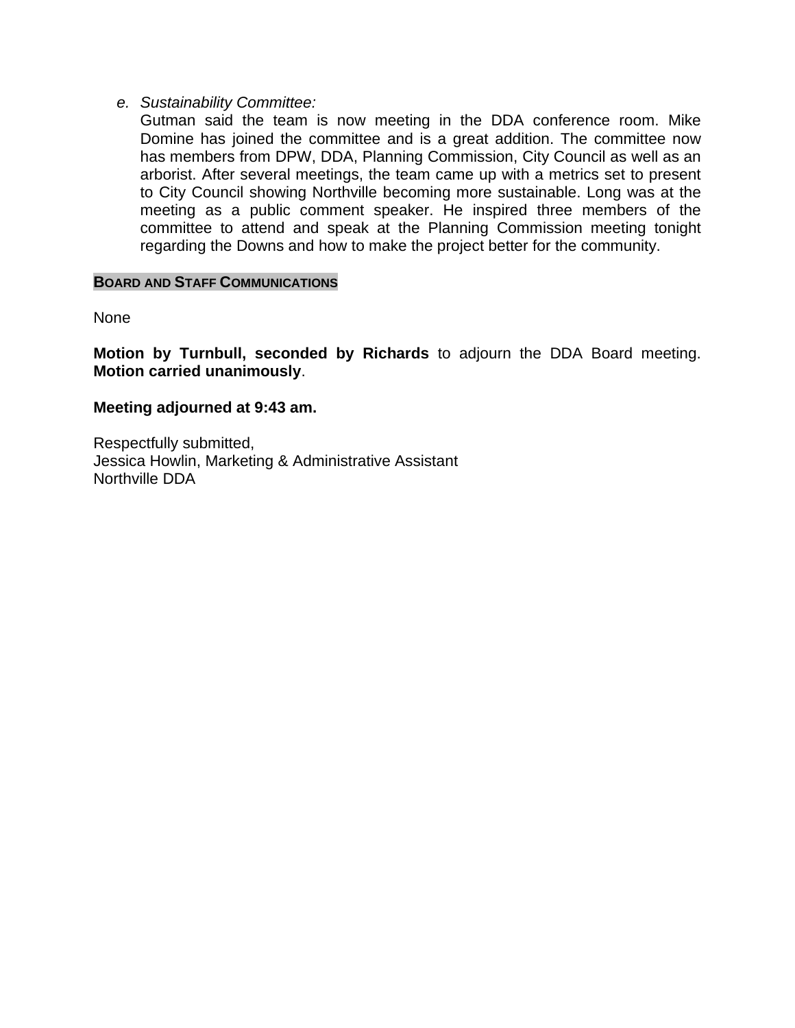e. *Sustainability Committee:*

   Gutman said the team is now meeting in the DDA conference room. Mike Domine has joined the committee and is a great addition. The committee now has members from DPW, DDA, Planning Commission, City Council as well as an arborist. After several meetings, the team came up with a metrics set to present to City Council showing Northville becoming more sustainable. Long was at the meeting as a public comment speaker. He inspired three members of the committee to attend and speak at the Planning Commission meeting tonight regarding the Downs and how to make the project better for the community.

**BOARD AND STAFF COMMUNICATIONS**

None

**Motion by Turnbull, seconded by Richards** to adjourn the DDA Board meeting. **Motion carried unanimously**.

**Meeting adjourned at 9:43 am.**

Respectfully submitted,
Jessica Howlin, Marketing & Administrative Assistant
Northville DDA